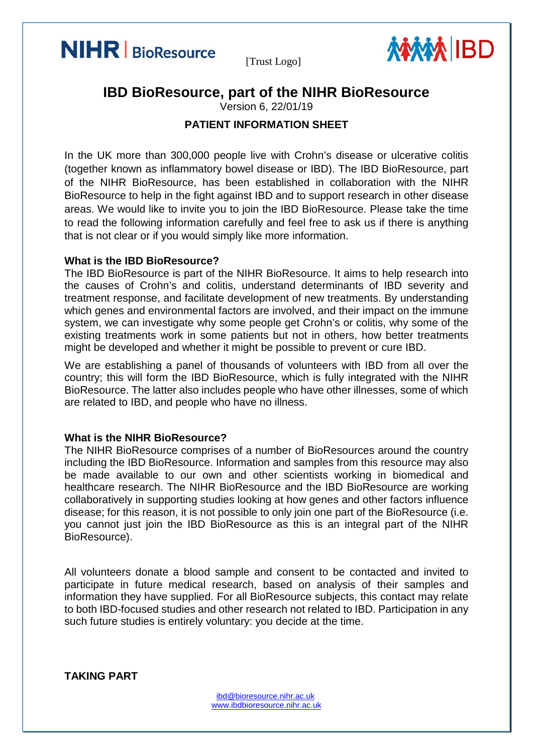[Trust Logo]

# IBD BioResource, part of the NIHR BioResource

Version 6, 22/01/19

## PATIENT INFORMATION SHEET

In the UK more than 300,000 people live with Crohn's disease or ulcerative colitis (together known as inflammatory bowel disease or IBD). The IBD BioResource, part of the NIHR BioResource, has been established in collaboration with the NIHR BioResource to help in the fight against IBD and to support research in other disease areas. We would like to invite you to join the IBD BioResource. Please take the time to read the following information carefully and feel free to ask us if there is anything that is not clear or if you would simply like more information.

**What is the IBD BioResource?**

The IBD BioResource is part of the NIHR BioResource. It aims to help research into the causes of Crohn's and colitis, understand determinants of IBD severity and treatment response, and facilitate development of new treatments. By understanding which genes and environmental factors are involved, and their impact on the immune system, we can investigate why some people get Crohn's or colitis, why some of the existing treatments work in some patients but not in others, how better treatments might be developed and whether it might be possible to prevent or cure IBD.

We are establishing a panel of thousands of volunteers with IBD from all over the country; this will form the IBD BioResource, which is fully integrated with the NIHR BioResource. The latter also includes people who have other illnesses, some of which are related to IBD, and people who have no illness.

**What is the NIHR BioResource?**

The NIHR BioResource comprises of a number of BioResources around the country including the IBD BioResource. Information and samples from this resource may also be made available to our own and other scientists working in biomedical and healthcare research. The NIHR BioResource and the IBD BioResource are working collaboratively in supporting studies looking at how genes and other factors influence disease; for this reason, it is not possible to only join one part of the BioResource (i.e. you cannot just join the IBD BioResource as this is an integral part of the NIHR BioResource).

All volunteers donate a blood sample and consent to be contacted and invited to participate in future medical research, based on analysis of their samples and information they have supplied. For all BioResource subjects, this contact may relate to both IBD-focused studies and other research not related to IBD. Participation in any such future studies is entirely voluntary: you decide at the time.

**TAKING PART**

ibd@bioresource.nihr.ac.uk
www.ibdbioresource.nihr.ac.uk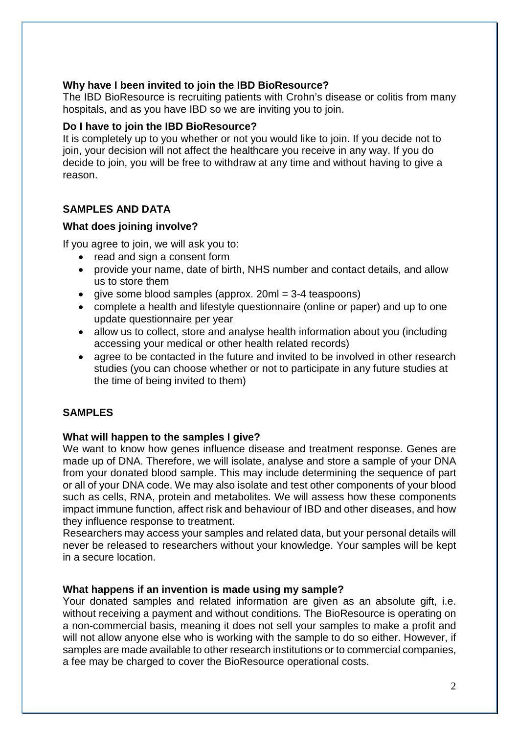**Why have I been invited to join the IBD BioResource?**

The IBD BioResource is recruiting patients with Crohn's disease or colitis from many hospitals, and as you have IBD so we are inviting you to join.

**Do I have to join the IBD BioResource?**

It is completely up to you whether or not you would like to join. If you decide not to join, your decision will not affect the healthcare you receive in any way. If you do decide to join, you will be free to withdraw at any time and without having to give a reason.

## SAMPLES AND DATA

**What does joining involve?**

If you agree to join, we will ask you to:

- read and sign a consent form
- provide your name, date of birth, NHS number and contact details, and allow us to store them
- give some blood samples (approx. 20ml = 3-4 teaspoons)
- complete a health and lifestyle questionnaire (online or paper) and up to one update questionnaire per year
- allow us to collect, store and analyse health information about you (including accessing your medical or other health related records)
- agree to be contacted in the future and invited to be involved in other research studies (you can choose whether or not to participate in any future studies at the time of being invited to them)

## SAMPLES

**What will happen to the samples I give?**

We want to know how genes influence disease and treatment response. Genes are made up of DNA. Therefore, we will isolate, analyse and store a sample of your DNA from your donated blood sample. This may include determining the sequence of part or all of your DNA code. We may also isolate and test other components of your blood such as cells, RNA, protein and metabolites. We will assess how these components impact immune function, affect risk and behaviour of IBD and other diseases, and how they influence response to treatment.

Researchers may access your samples and related data, but your personal details will never be released to researchers without your knowledge. Your samples will be kept in a secure location.

**What happens if an invention is made using my sample?**

Your donated samples and related information are given as an absolute gift, i.e. without receiving a payment and without conditions. The BioResource is operating on a non-commercial basis, meaning it does not sell your samples to make a profit and will not allow anyone else who is working with the sample to do so either. However, if samples are made available to other research institutions or to commercial companies, a fee may be charged to cover the BioResource operational costs.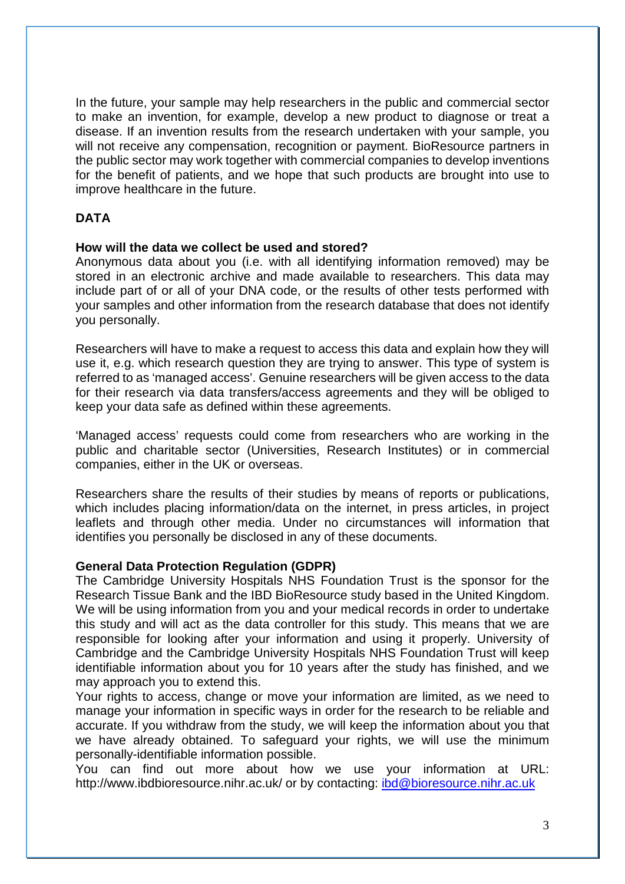In the future, your sample may help researchers in the public and commercial sector to make an invention, for example, develop a new product to diagnose or treat a disease. If an invention results from the research undertaken with your sample, you will not receive any compensation, recognition or payment. BioResource partners in the public sector may work together with commercial companies to develop inventions for the benefit of patients, and we hope that such products are brought into use to improve healthcare in the future.

## DATA

**How will the data we collect be used and stored?**
Anonymous data about you (i.e. with all identifying information removed) may be stored in an electronic archive and made available to researchers. This data may include part of or all of your DNA code, or the results of other tests performed with your samples and other information from the research database that does not identify you personally.

Researchers will have to make a request to access this data and explain how they will use it, e.g. which research question they are trying to answer. This type of system is referred to as 'managed access'. Genuine researchers will be given access to the data for their research via data transfers/access agreements and they will be obliged to keep your data safe as defined within these agreements.

'Managed access' requests could come from researchers who are working in the public and charitable sector (Universities, Research Institutes) or in commercial companies, either in the UK or overseas.

Researchers share the results of their studies by means of reports or publications, which includes placing information/data on the internet, in press articles, in project leaflets and through other media. Under no circumstances will information that identifies you personally be disclosed in any of these documents.

**General Data Protection Regulation (GDPR)**
The Cambridge University Hospitals NHS Foundation Trust is the sponsor for the Research Tissue Bank and the IBD BioResource study based in the United Kingdom. We will be using information from you and your medical records in order to undertake this study and will act as the data controller for this study. This means that we are responsible for looking after your information and using it properly. University of Cambridge and the Cambridge University Hospitals NHS Foundation Trust will keep identifiable information about you for 10 years after the study has finished, and we may approach you to extend this.
Your rights to access, change or move your information are limited, as we need to manage your information in specific ways in order for the research to be reliable and accurate. If you withdraw from the study, we will keep the information about you that we have already obtained. To safeguard your rights, we will use the minimum personally-identifiable information possible.
You can find out more about how we use your information at URL: http://www.ibdbioresource.nihr.ac.uk/ or by contacting: ibd@bioresource.nihr.ac.uk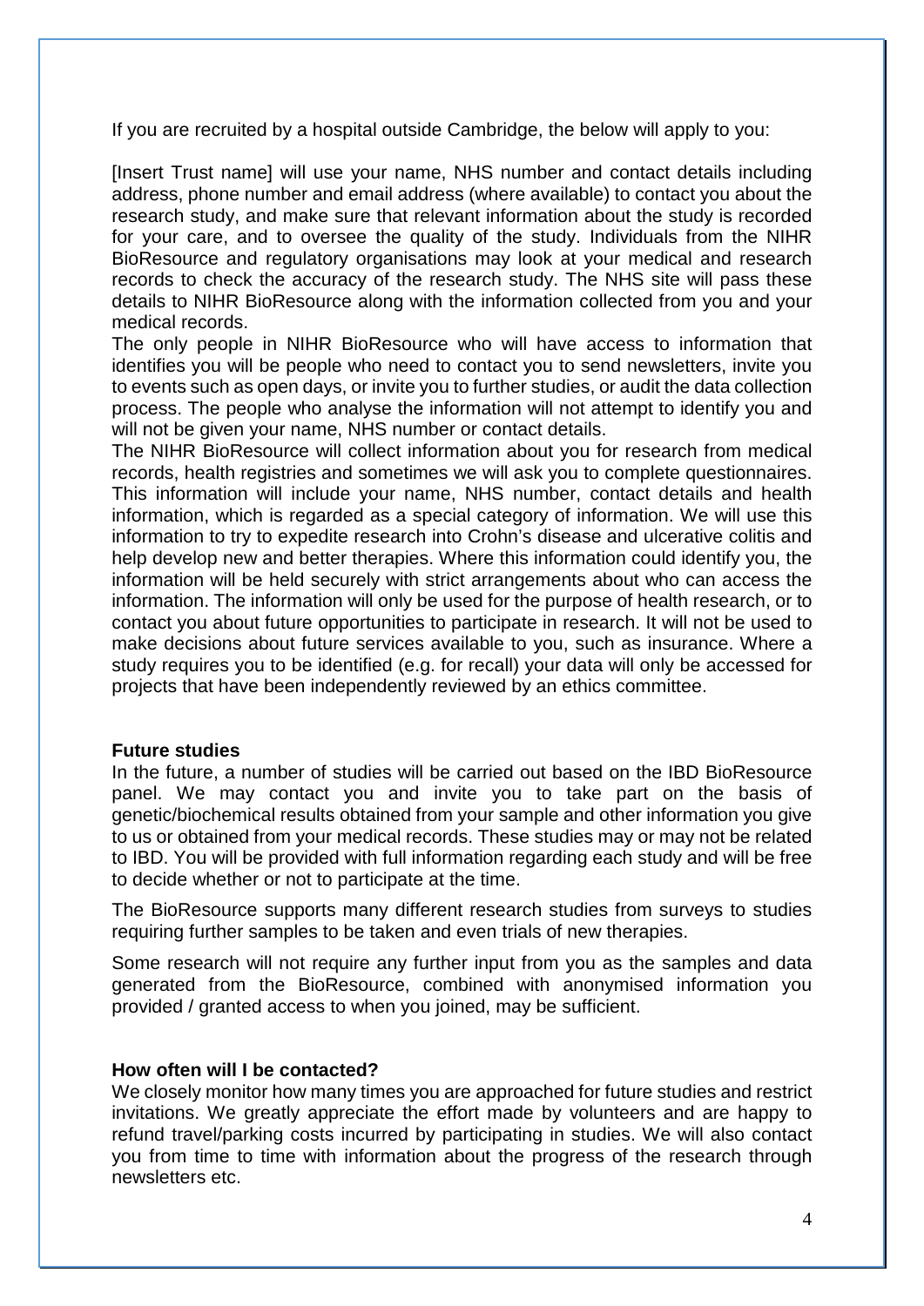If you are recruited by a hospital outside Cambridge, the below will apply to you:

[Insert Trust name] will use your name, NHS number and contact details including address, phone number and email address (where available) to contact you about the research study, and make sure that relevant information about the study is recorded for your care, and to oversee the quality of the study. Individuals from the NIHR BioResource and regulatory organisations may look at your medical and research records to check the accuracy of the research study. The NHS site will pass these details to NIHR BioResource along with the information collected from you and your medical records.

The only people in NIHR BioResource who will have access to information that identifies you will be people who need to contact you to send newsletters, invite you to events such as open days, or invite you to further studies, or audit the data collection process. The people who analyse the information will not attempt to identify you and will not be given your name, NHS number or contact details.

The NIHR BioResource will collect information about you for research from medical records, health registries and sometimes we will ask you to complete questionnaires. This information will include your name, NHS number, contact details and health information, which is regarded as a special category of information. We will use this information to try to expedite research into Crohn's disease and ulcerative colitis and help develop new and better therapies. Where this information could identify you, the information will be held securely with strict arrangements about who can access the information. The information will only be used for the purpose of health research, or to contact you about future opportunities to participate in research. It will not be used to make decisions about future services available to you, such as insurance. Where a study requires you to be identified (e.g. for recall) your data will only be accessed for projects that have been independently reviewed by an ethics committee.

**Future studies**

In the future, a number of studies will be carried out based on the IBD BioResource panel. We may contact you and invite you to take part on the basis of genetic/biochemical results obtained from your sample and other information you give to us or obtained from your medical records. These studies may or may not be related to IBD. You will be provided with full information regarding each study and will be free to decide whether or not to participate at the time.

The BioResource supports many different research studies from surveys to studies requiring further samples to be taken and even trials of new therapies.

Some research will not require any further input from you as the samples and data generated from the BioResource, combined with anonymised information you provided / granted access to when you joined, may be sufficient.

**How often will I be contacted?**

We closely monitor how many times you are approached for future studies and restrict invitations. We greatly appreciate the effort made by volunteers and are happy to refund travel/parking costs incurred by participating in studies. We will also contact you from time to time with information about the progress of the research through newsletters etc.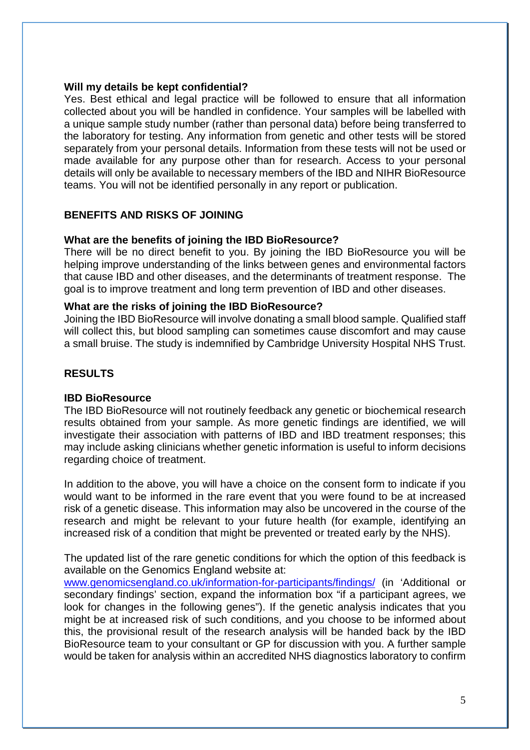**Will my details be kept confidential?**

Yes. Best ethical and legal practice will be followed to ensure that all information collected about you will be handled in confidence. Your samples will be labelled with a unique sample study number (rather than personal data) before being transferred to the laboratory for testing. Any information from genetic and other tests will be stored separately from your personal details. Information from these tests will not be used or made available for any purpose other than for research. Access to your personal details will only be available to necessary members of the IBD and NIHR BioResource teams. You will not be identified personally in any report or publication.

## BENEFITS AND RISKS OF JOINING

**What are the benefits of joining the IBD BioResource?**

There will be no direct benefit to you. By joining the IBD BioResource you will be helping improve understanding of the links between genes and environmental factors that cause IBD and other diseases, and the determinants of treatment response. The goal is to improve treatment and long term prevention of IBD and other diseases.

**What are the risks of joining the IBD BioResource?**

Joining the IBD BioResource will involve donating a small blood sample. Qualified staff will collect this, but blood sampling can sometimes cause discomfort and may cause a small bruise. The study is indemnified by Cambridge University Hospital NHS Trust.

## RESULTS

**IBD BioResource**

The IBD BioResource will not routinely feedback any genetic or biochemical research results obtained from your sample. As more genetic findings are identified, we will investigate their association with patterns of IBD and IBD treatment responses; this may include asking clinicians whether genetic information is useful to inform decisions regarding choice of treatment.

In addition to the above, you will have a choice on the consent form to indicate if you would want to be informed in the rare event that you were found to be at increased risk of a genetic disease. This information may also be uncovered in the course of the research and might be relevant to your future health (for example, identifying an increased risk of a condition that might be prevented or treated early by the NHS).

The updated list of the rare genetic conditions for which the option of this feedback is available on the Genomics England website at:
www.genomicsengland.co.uk/information-for-participants/findings/ (in 'Additional or secondary findings' section, expand the information box "if a participant agrees, we look for changes in the following genes"). If the genetic analysis indicates that you might be at increased risk of such conditions, and you choose to be informed about this, the provisional result of the research analysis will be handed back by the IBD BioResource team to your consultant or GP for discussion with you. A further sample would be taken for analysis within an accredited NHS diagnostics laboratory to confirm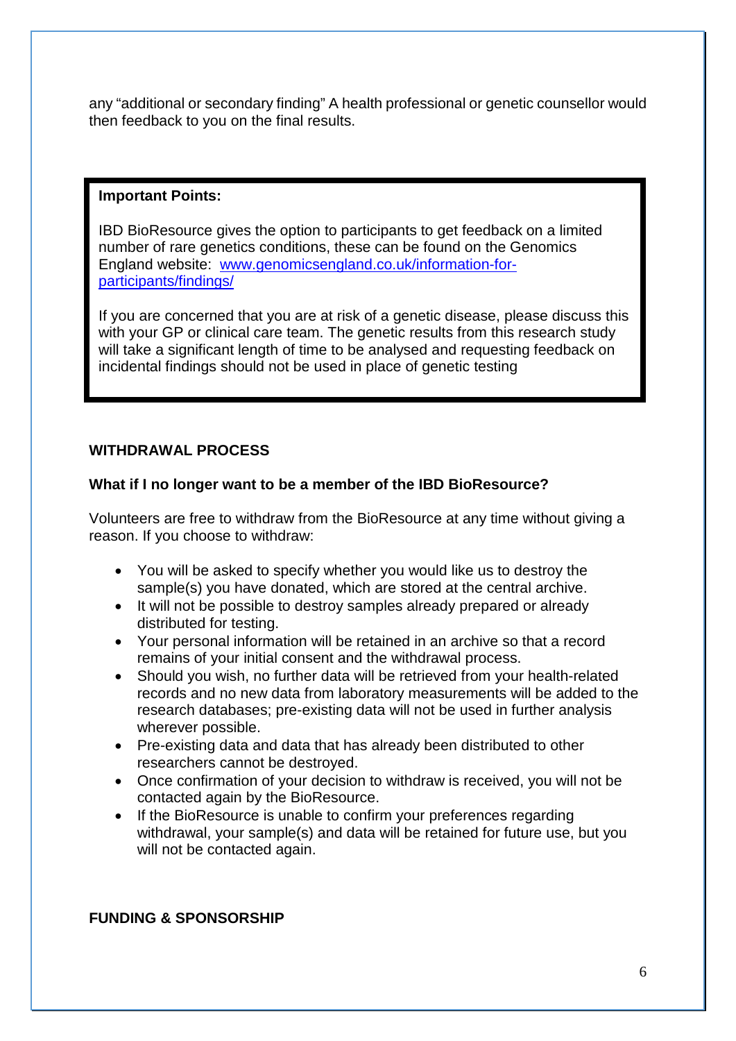any "additional or secondary finding" A health professional or genetic counsellor would then feedback to you on the final results.

> **Important Points:**
>
> IBD BioResource gives the option to participants to get feedback on a limited number of rare genetics conditions, these can be found on the Genomics England website: [www.genomicsengland.co.uk/information-for-participants/findings/](www.genomicsengland.co.uk/information-for-participants/findings/)
>
> If you are concerned that you are at risk of a genetic disease, please discuss this with your GP or clinical care team. The genetic results from this research study will take a significant length of time to be analysed and requesting feedback on incidental findings should not be used in place of genetic testing

## WITHDRAWAL PROCESS

### What if I no longer want to be a member of the IBD BioResource?

Volunteers are free to withdraw from the BioResource at any time without giving a reason. If you choose to withdraw:

- You will be asked to specify whether you would like us to destroy the sample(s) you have donated, which are stored at the central archive.
- It will not be possible to destroy samples already prepared or already distributed for testing.
- Your personal information will be retained in an archive so that a record remains of your initial consent and the withdrawal process.
- Should you wish, no further data will be retrieved from your health-related records and no new data from laboratory measurements will be added to the research databases; pre-existing data will not be used in further analysis wherever possible.
- Pre-existing data and data that has already been distributed to other researchers cannot be destroyed.
- Once confirmation of your decision to withdraw is received, you will not be contacted again by the BioResource.
- If the BioResource is unable to confirm your preferences regarding withdrawal, your sample(s) and data will be retained for future use, but you will not be contacted again.

## FUNDING & SPONSORSHIP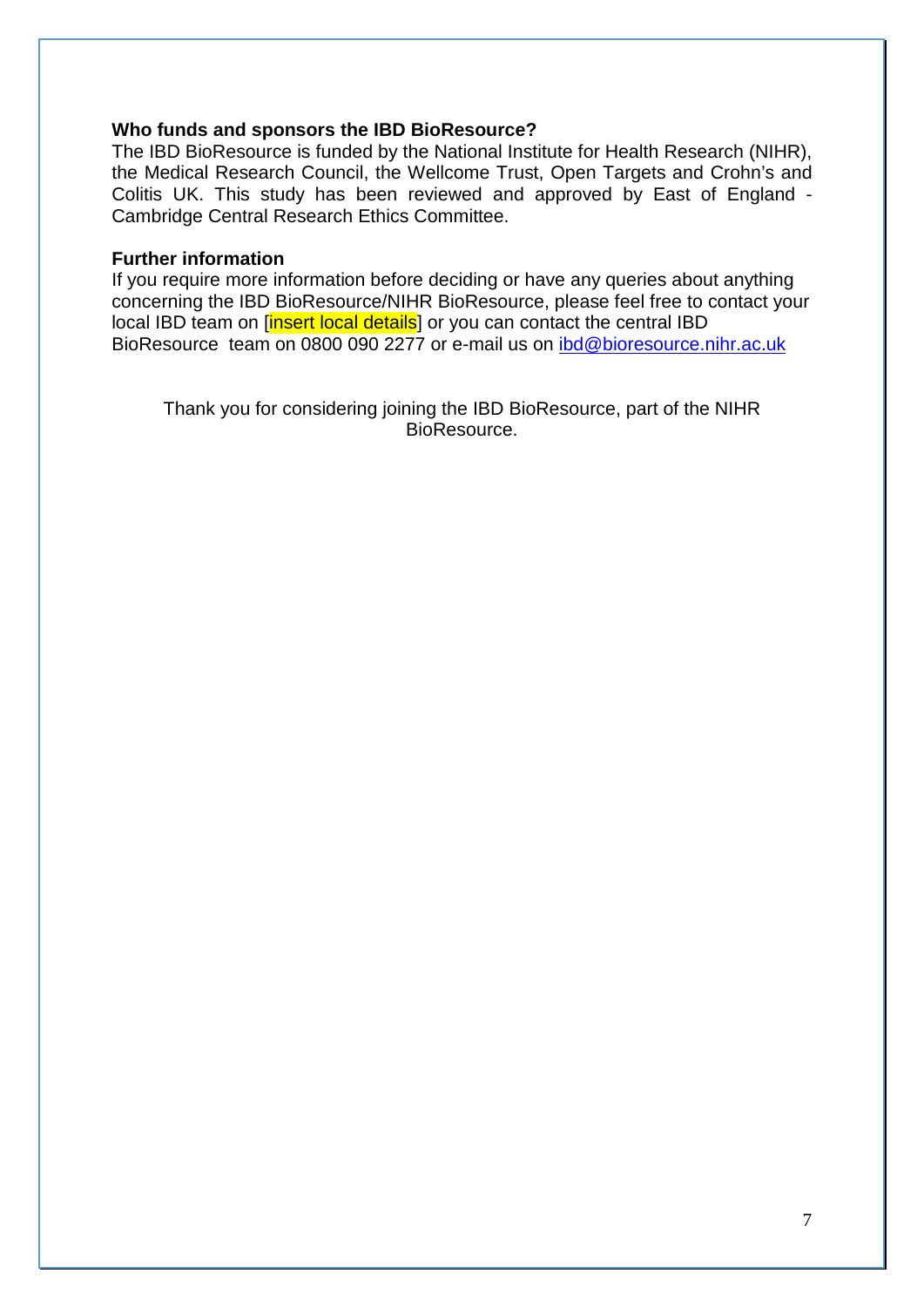**Who funds and sponsors the IBD BioResource?**

The IBD BioResource is funded by the National Institute for Health Research (NIHR), the Medical Research Council, the Wellcome Trust, Open Targets and Crohn's and Colitis UK. This study has been reviewed and approved by East of England - Cambridge Central Research Ethics Committee.

**Further information**

If you require more information before deciding or have any queries about anything concerning the IBD BioResource/NIHR BioResource, please feel free to contact your local IBD team on [insert local details] or you can contact the central IBD BioResource team on 0800 090 2277 or e-mail us on ibd@bioresource.nihr.ac.uk

Thank you for considering joining the IBD BioResource, part of the NIHR BioResource.